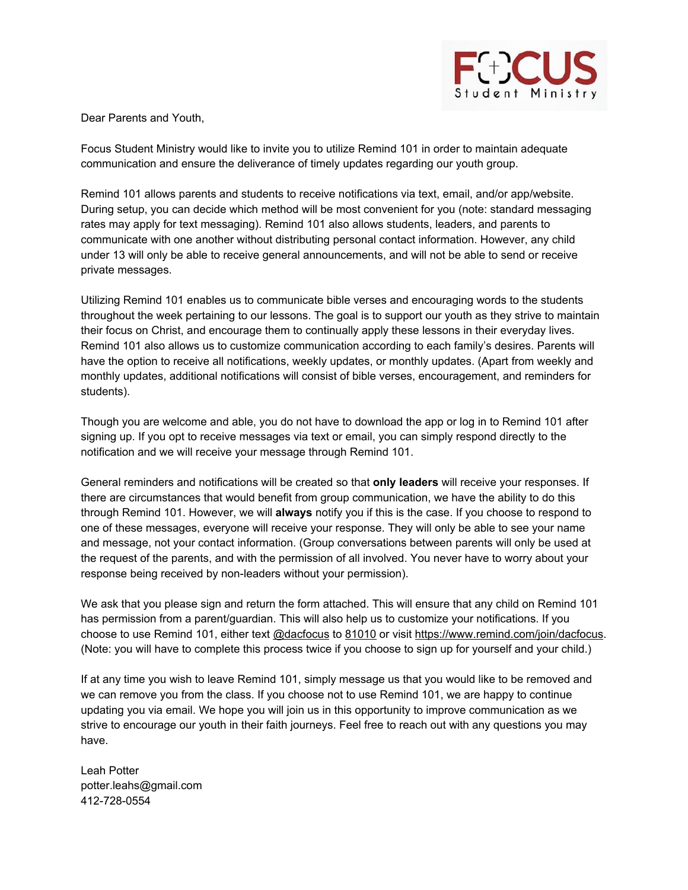FOCUS Student Ministry

Dear Parents and Youth,

Focus Student Ministry would like to invite you to utilize Remind 101 in order to maintain adequate communication and ensure the deliverance of timely updates regarding our youth group.

Remind 101 allows parents and students to receive notifications via text, email, and/or app/website. During setup, you can decide which method will be most convenient for you (note: standard messaging rates may apply for text messaging). Remind 101 also allows students, leaders, and parents to communicate with one another without distributing personal contact information. However, any child under 13 will only be able to receive general announcements, and will not be able to send or receive private messages.

Utilizing Remind 101 enables us to communicate bible verses and encouraging words to the students throughout the week pertaining to our lessons. The goal is to support our youth as they strive to maintain their focus on Christ, and encourage them to continually apply these lessons in their everyday lives. Remind 101 also allows us to customize communication according to each family's desires. Parents will have the option to receive all notifications, weekly updates, or monthly updates. (Apart from weekly and monthly updates, additional notifications will consist of bible verses, encouragement, and reminders for students).

Though you are welcome and able, you do not have to download the app or log in to Remind 101 after signing up. If you opt to receive messages via text or email, you can simply respond directly to the notification and we will receive your message through Remind 101.

General reminders and notifications will be created so that **only leaders** will receive your responses. If there are circumstances that would benefit from group communication, we have the ability to do this through Remind 101. However, we will **always** notify you if this is the case. If you choose to respond to one of these messages, everyone will receive your response. They will only be able to see your name and message, not your contact information. (Group conversations between parents will only be used at the request of the parents, and with the permission of all involved. You never have to worry about your response being received by non-leaders without your permission).

We ask that you please sign and return the form attached. This will ensure that any child on Remind 101 has permission from a parent/guardian. This will also help us to customize your notifications. If you choose to use Remind 101, either text @dacfocus to 81010 or visit https://www.remind.com/join/dacfocus. (Note: you will have to complete this process twice if you choose to sign up for yourself and your child.)

If at any time you wish to leave Remind 101, simply message us that you would like to be removed and we can remove you from the class. If you choose not to use Remind 101, we are happy to continue updating you via email. We hope you will join us in this opportunity to improve communication as we strive to encourage our youth in their faith journeys. Feel free to reach out with any questions you may have.

Leah Potter
potter.leahs@gmail.com
412-728-0554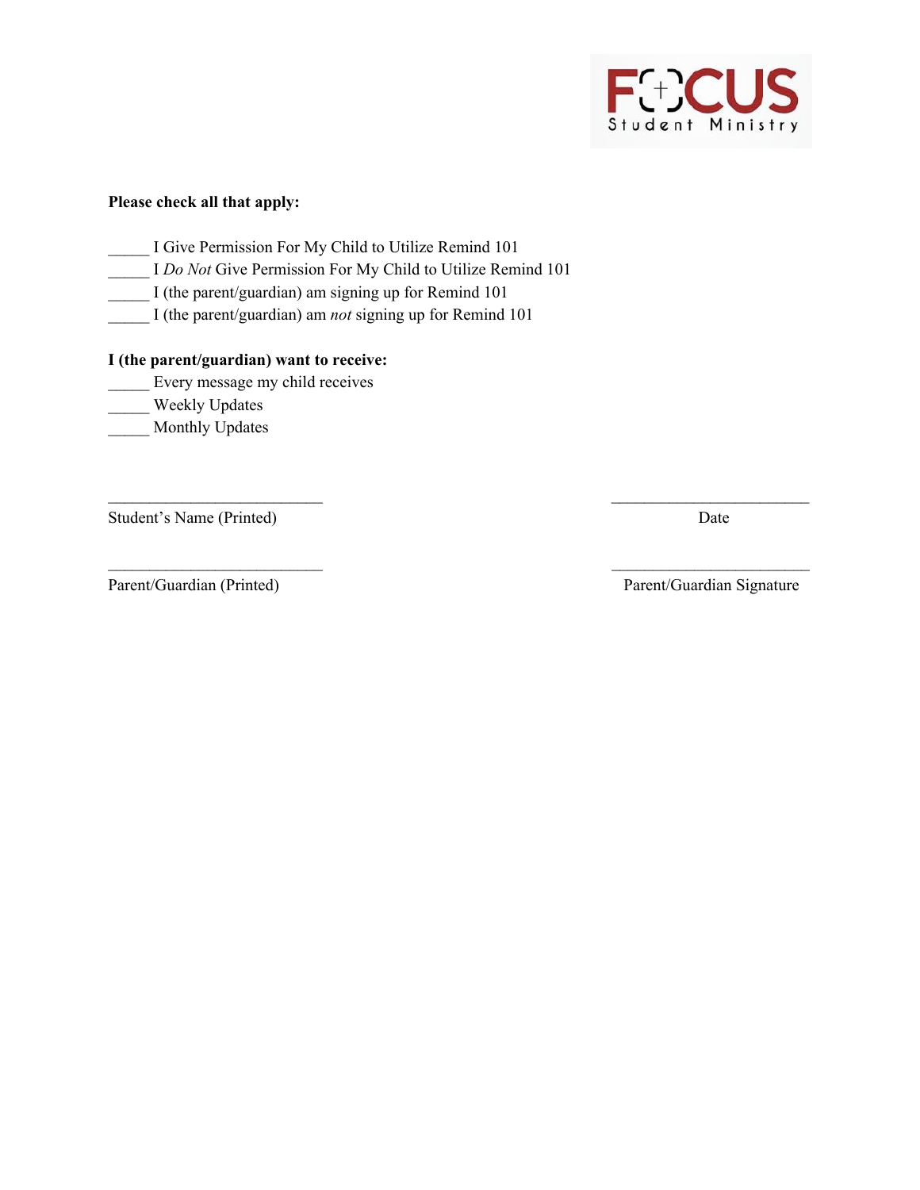FOCUS Student Ministry

**Please check all that apply:**

_____ I Give Permission For My Child to Utilize Remind 101
_____ I *Do Not* Give Permission For My Child to Utilize Remind 101
_____ I (the parent/guardian) am signing up for Remind 101
_____ I (the parent/guardian) am *not* signing up for Remind 101

**I (the parent/guardian) want to receive:**
_____ Every message my child receives
_____ Weekly Updates
_____ Monthly Updates

___________________________ ___________________________
Student's Name (Printed) Date

___________________________ ___________________________
Parent/Guardian (Printed) Parent/Guardian Signature